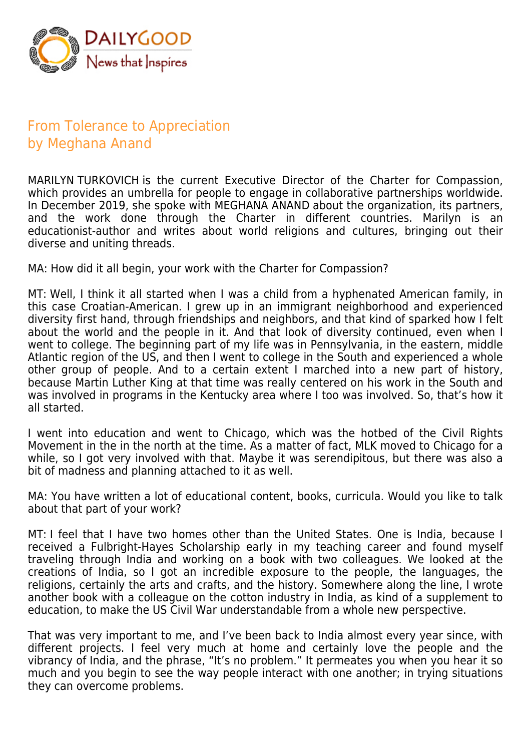# From Tolerance to Appreciation

by Meghana Anand

MARILYN TURKOVICH is the current Executive Director of the Charter for Compassion, which provides an umbrella for people to engage in collaborative partnerships worldwide. In December 2019, she spoke with MEGHANA ANAND about the organization, its partners, and the work done through the Charter in different countries. Marilyn is an educationist-author and writes about world religions and cultures, bringing out their diverse and uniting threads.

MA: How did it all begin, your work with the Charter for Compassion?

MT: Well, I think it all started when I was a child from a hyphenated American family, in this case Croatian-American. I grew up in an immigrant neighborhood and experienced diversity first hand, through friendships and neighbors, and that kind of sparked how I felt about the world and the people in it. And that look of diversity continued, even when I went to college. The beginning part of my life was in Pennsylvania, in the eastern, middle Atlantic region of the US, and then I went to college in the South and experienced a whole other group of people. And to a certain extent I marched into a new part of history, because Martin Luther King at that time was really centered on his work in the South and was involved in programs in the Kentucky area where I too was involved. So, that's how it all started.

I went into education and went to Chicago, which was the hotbed of the Civil Rights Movement in the in the north at the time. As a matter of fact, MLK moved to Chicago for a while, so I got very involved with that. Maybe it was serendipitous, but there was also a bit of madness and planning attached to it as well.

MA: You have written a lot of educational content, books, curricula. Would you like to talk about that part of your work?

MT: I feel that I have two homes other than the United States. One is India, because I received a Fulbright-Hayes Scholarship early in my teaching career and found myself traveling through India and working on a book with two colleagues. We looked at the creations of India, so I got an incredible exposure to the people, the languages, the religions, certainly the arts and crafts, and the history. Somewhere along the line, I wrote another book with a colleague on the cotton industry in India, as kind of a supplement to education, to make the US Civil War understandable from a whole new perspective.

That was very important to me, and I've been back to India almost every year since, with different projects. I feel very much at home and certainly love the people and the vibrancy of India, and the phrase, "It's no problem." It permeates you when you hear it so much and you begin to see the way people interact with one another; in trying situations they can overcome problems.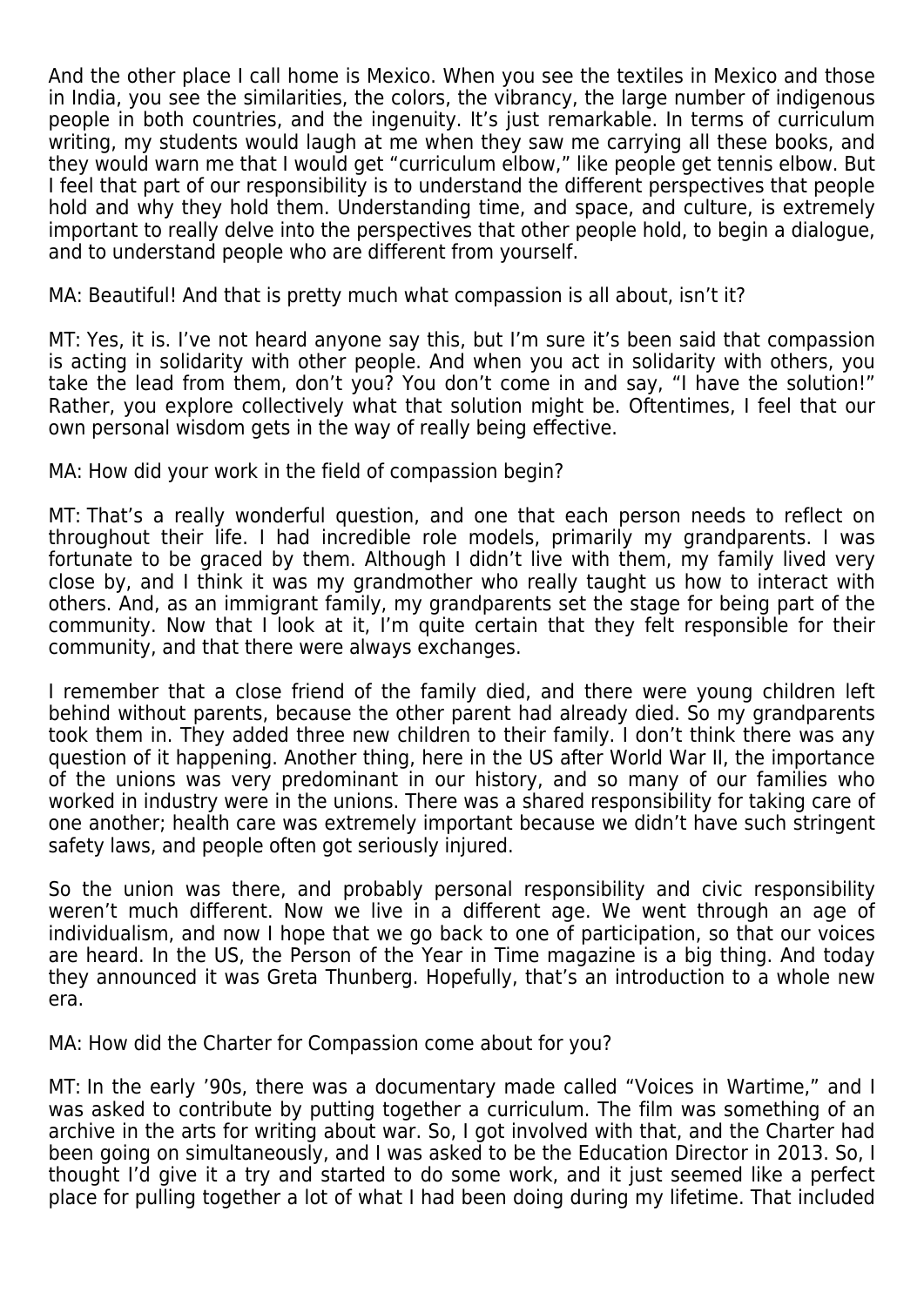And the other place I call home is Mexico. When you see the textiles in Mexico and those in India, you see the similarities, the colors, the vibrancy, the large number of indigenous people in both countries, and the ingenuity. It's just remarkable. In terms of curriculum writing, my students would laugh at me when they saw me carrying all these books, and they would warn me that I would get "curriculum elbow," like people get tennis elbow. But I feel that part of our responsibility is to understand the different perspectives that people hold and why they hold them. Understanding time, and space, and culture, is extremely important to really delve into the perspectives that other people hold, to begin a dialogue, and to understand people who are different from yourself.

MA: Beautiful! And that is pretty much what compassion is all about, isn't it?

MT: Yes, it is. I've not heard anyone say this, but I'm sure it's been said that compassion is acting in solidarity with other people. And when you act in solidarity with others, you take the lead from them, don't you? You don't come in and say, "I have the solution!" Rather, you explore collectively what that solution might be. Oftentimes, I feel that our own personal wisdom gets in the way of really being effective.

MA: How did your work in the field of compassion begin?

MT: That's a really wonderful question, and one that each person needs to reflect on throughout their life. I had incredible role models, primarily my grandparents. I was fortunate to be graced by them. Although I didn't live with them, my family lived very close by, and I think it was my grandmother who really taught us how to interact with others. And, as an immigrant family, my grandparents set the stage for being part of the community. Now that I look at it, I'm quite certain that they felt responsible for their community, and that there were always exchanges.

I remember that a close friend of the family died, and there were young children left behind without parents, because the other parent had already died. So my grandparents took them in. They added three new children to their family. I don't think there was any question of it happening. Another thing, here in the US after World War II, the importance of the unions was very predominant in our history, and so many of our families who worked in industry were in the unions. There was a shared responsibility for taking care of one another; health care was extremely important because we didn't have such stringent safety laws, and people often got seriously injured.

So the union was there, and probably personal responsibility and civic responsibility weren't much different. Now we live in a different age. We went through an age of individualism, and now I hope that we go back to one of participation, so that our voices are heard. In the US, the Person of the Year in Time magazine is a big thing. And today they announced it was Greta Thunberg. Hopefully, that's an introduction to a whole new era.

MA: How did the Charter for Compassion come about for you?

MT: In the early '90s, there was a documentary made called "Voices in Wartime," and I was asked to contribute by putting together a curriculum. The film was something of an archive in the arts for writing about war. So, I got involved with that, and the Charter had been going on simultaneously, and I was asked to be the Education Director in 2013. So, I thought I'd give it a try and started to do some work, and it just seemed like a perfect place for pulling together a lot of what I had been doing during my lifetime. That included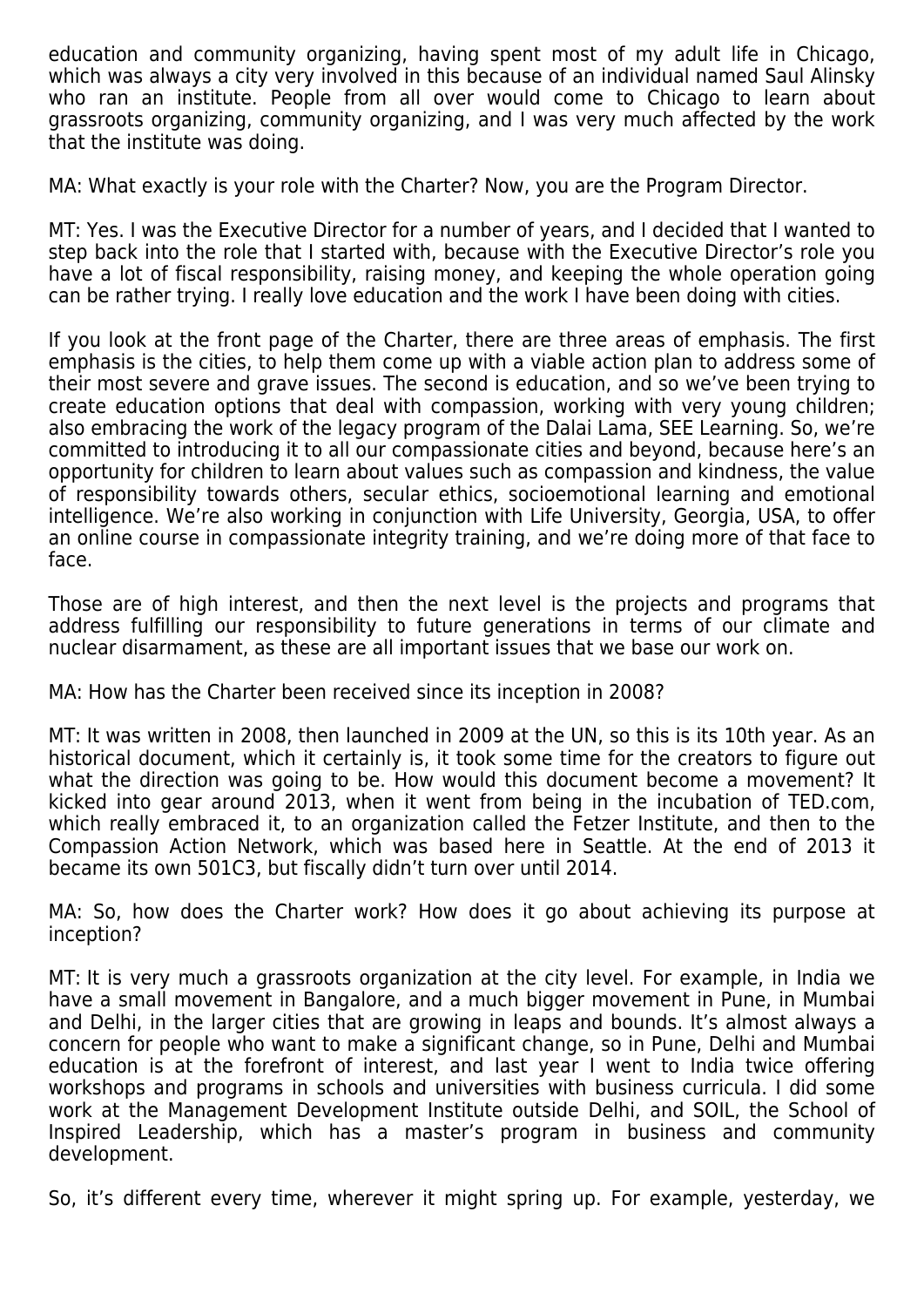education and community organizing, having spent most of my adult life in Chicago, which was always a city very involved in this because of an individual named Saul Alinsky who ran an institute. People from all over would come to Chicago to learn about grassroots organizing, community organizing, and I was very much affected by the work that the institute was doing.

MA: What exactly is your role with the Charter? Now, you are the Program Director.

MT: Yes. I was the Executive Director for a number of years, and I decided that I wanted to step back into the role that I started with, because with the Executive Director's role you have a lot of fiscal responsibility, raising money, and keeping the whole operation going can be rather trying. I really love education and the work I have been doing with cities.

If you look at the front page of the Charter, there are three areas of emphasis. The first emphasis is the cities, to help them come up with a viable action plan to address some of their most severe and grave issues. The second is education, and so we've been trying to create education options that deal with compassion, working with very young children; also embracing the work of the legacy program of the Dalai Lama, SEE Learning. So, we're committed to introducing it to all our compassionate cities and beyond, because here's an opportunity for children to learn about values such as compassion and kindness, the value of responsibility towards others, secular ethics, socioemotional learning and emotional intelligence. We're also working in conjunction with Life University, Georgia, USA, to offer an online course in compassionate integrity training, and we're doing more of that face to face.

Those are of high interest, and then the next level is the projects and programs that address fulfilling our responsibility to future generations in terms of our climate and nuclear disarmament, as these are all important issues that we base our work on.

MA: How has the Charter been received since its inception in 2008?

MT: It was written in 2008, then launched in 2009 at the UN, so this is its 10th year. As an historical document, which it certainly is, it took some time for the creators to figure out what the direction was going to be. How would this document become a movement? It kicked into gear around 2013, when it went from being in the incubation of TED.com, which really embraced it, to an organization called the Fetzer Institute, and then to the Compassion Action Network, which was based here in Seattle. At the end of 2013 it became its own 501C3, but fiscally didn't turn over until 2014.

MA: So, how does the Charter work? How does it go about achieving its purpose at inception?

MT: It is very much a grassroots organization at the city level. For example, in India we have a small movement in Bangalore, and a much bigger movement in Pune, in Mumbai and Delhi, in the larger cities that are growing in leaps and bounds. It's almost always a concern for people who want to make a significant change, so in Pune, Delhi and Mumbai education is at the forefront of interest, and last year I went to India twice offering workshops and programs in schools and universities with business curricula. I did some work at the Management Development Institute outside Delhi, and SOIL, the School of Inspired Leadership, which has a master's program in business and community development.

So, it's different every time, wherever it might spring up. For example, yesterday, we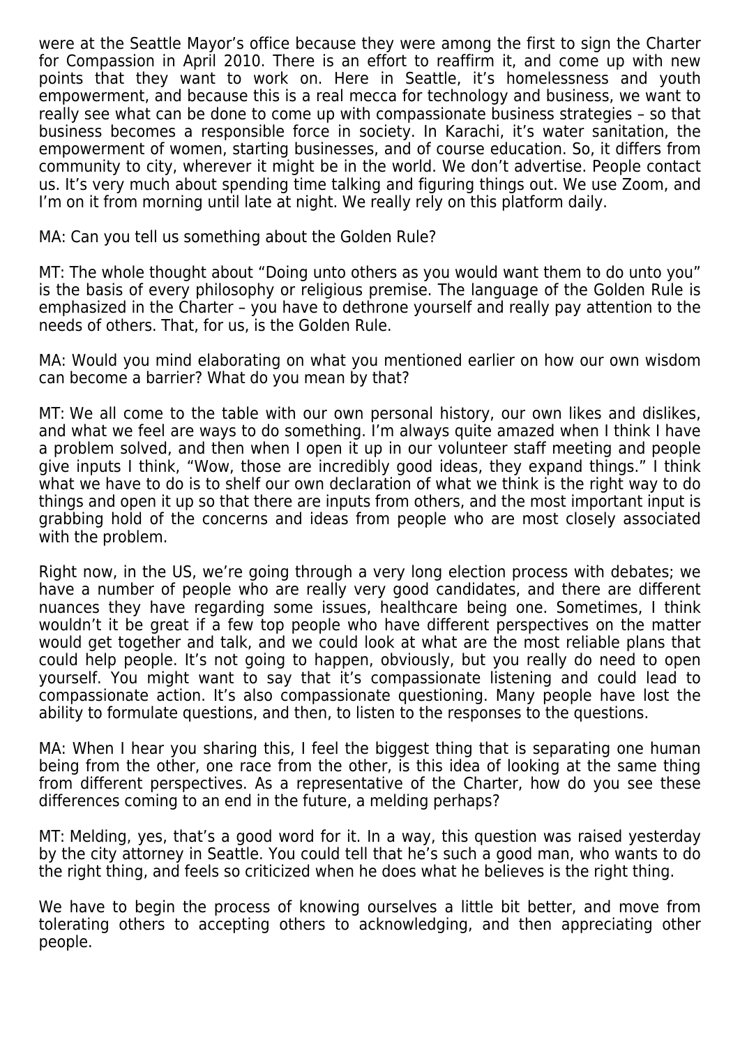were at the Seattle Mayor's office because they were among the first to sign the Charter for Compassion in April 2010. There is an effort to reaffirm it, and come up with new points that they want to work on. Here in Seattle, it's homelessness and youth empowerment, and because this is a real mecca for technology and business, we want to really see what can be done to come up with compassionate business strategies – so that business becomes a responsible force in society. In Karachi, it's water sanitation, the empowerment of women, starting businesses, and of course education. So, it differs from community to city, wherever it might be in the world. We don't advertise. People contact us. It's very much about spending time talking and figuring things out. We use Zoom, and I'm on it from morning until late at night. We really rely on this platform daily.

MA: Can you tell us something about the Golden Rule?

MT: The whole thought about "Doing unto others as you would want them to do unto you" is the basis of every philosophy or religious premise. The language of the Golden Rule is emphasized in the Charter – you have to dethrone yourself and really pay attention to the needs of others. That, for us, is the Golden Rule.

MA: Would you mind elaborating on what you mentioned earlier on how our own wisdom can become a barrier? What do you mean by that?

MT: We all come to the table with our own personal history, our own likes and dislikes, and what we feel are ways to do something. I'm always quite amazed when I think I have a problem solved, and then when I open it up in our volunteer staff meeting and people give inputs I think, "Wow, those are incredibly good ideas, they expand things." I think what we have to do is to shelf our own declaration of what we think is the right way to do things and open it up so that there are inputs from others, and the most important input is grabbing hold of the concerns and ideas from people who are most closely associated with the problem.

Right now, in the US, we're going through a very long election process with debates; we have a number of people who are really very good candidates, and there are different nuances they have regarding some issues, healthcare being one. Sometimes, I think wouldn't it be great if a few top people who have different perspectives on the matter would get together and talk, and we could look at what are the most reliable plans that could help people. It's not going to happen, obviously, but you really do need to open yourself. You might want to say that it's compassionate listening and could lead to compassionate action. It's also compassionate questioning. Many people have lost the ability to formulate questions, and then, to listen to the responses to the questions.

MA: When I hear you sharing this, I feel the biggest thing that is separating one human being from the other, one race from the other, is this idea of looking at the same thing from different perspectives. As a representative of the Charter, how do you see these differences coming to an end in the future, a melding perhaps?

MT: Melding, yes, that's a good word for it. In a way, this question was raised yesterday by the city attorney in Seattle. You could tell that he's such a good man, who wants to do the right thing, and feels so criticized when he does what he believes is the right thing.

We have to begin the process of knowing ourselves a little bit better, and move from tolerating others to accepting others to acknowledging, and then appreciating other people.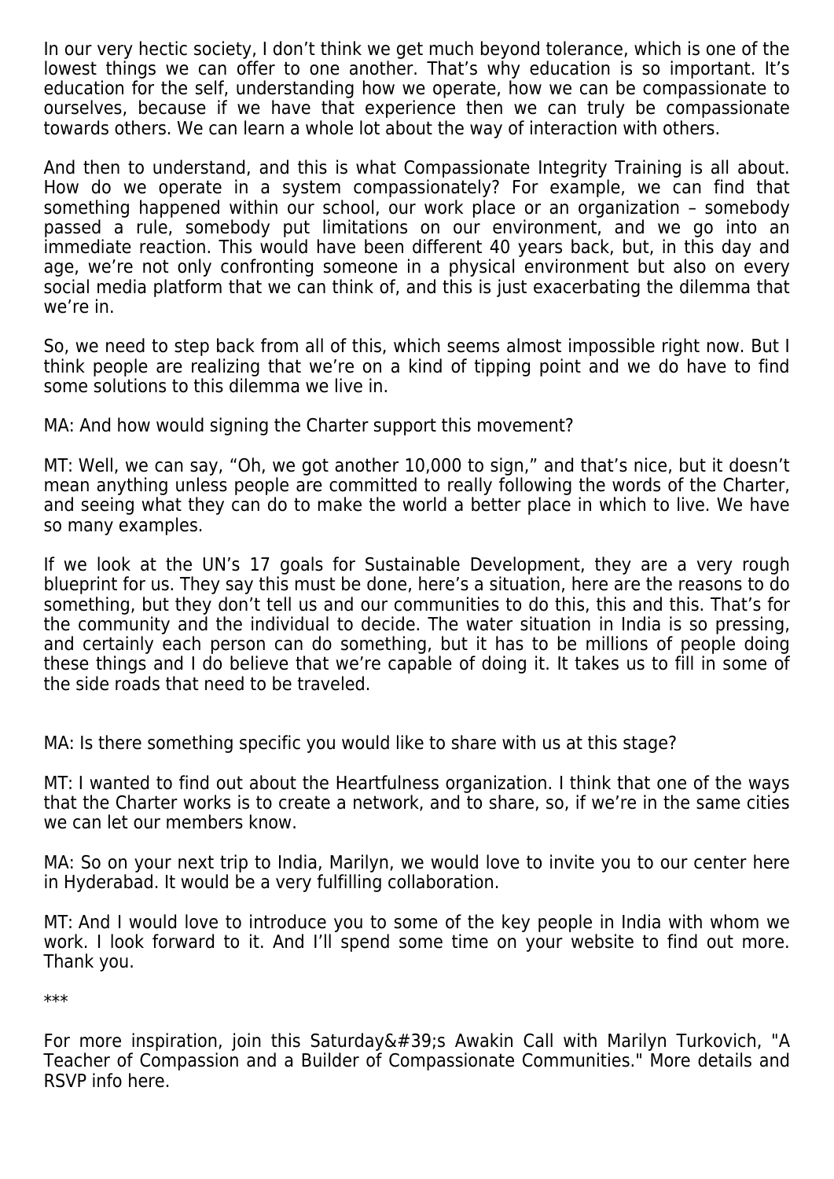In our very hectic society, I don't think we get much beyond tolerance, which is one of the lowest things we can offer to one another. That's why education is so important. It's education for the self, understanding how we operate, how we can be compassionate to ourselves, because if we have that experience then we can truly be compassionate towards others. We can learn a whole lot about the way of interaction with others.

And then to understand, and this is what Compassionate Integrity Training is all about. How do we operate in a system compassionately? For example, we can find that something happened within our school, our work place or an organization – somebody passed a rule, somebody put limitations on our environment, and we go into an immediate reaction. This would have been different 40 years back, but, in this day and age, we're not only confronting someone in a physical environment but also on every social media platform that we can think of, and this is just exacerbating the dilemma that we're in.

So, we need to step back from all of this, which seems almost impossible right now. But I think people are realizing that we're on a kind of tipping point and we do have to find some solutions to this dilemma we live in.

MA: And how would signing the Charter support this movement?

MT: Well, we can say, "Oh, we got another 10,000 to sign," and that's nice, but it doesn't mean anything unless people are committed to really following the words of the Charter, and seeing what they can do to make the world a better place in which to live. We have so many examples.

If we look at the UN's 17 goals for Sustainable Development, they are a very rough blueprint for us. They say this must be done, here's a situation, here are the reasons to do something, but they don't tell us and our communities to do this, this and this. That's for the community and the individual to decide. The water situation in India is so pressing, and certainly each person can do something, but it has to be millions of people doing these things and I do believe that we're capable of doing it. It takes us to fill in some of the side roads that need to be traveled.

MA: Is there something specific you would like to share with us at this stage?

MT: I wanted to find out about the Heartfulness organization. I think that one of the ways that the Charter works is to create a network, and to share, so, if we're in the same cities we can let our members know.

MA: So on your next trip to India, Marilyn, we would love to invite you to our center here in Hyderabad. It would be a very fulfilling collaboration.

MT: And I would love to introduce you to some of the key people in India with whom we work. I look forward to it. And I'll spend some time on your website to find out more. Thank you.

***

For more inspiration, join this Saturday&#39;s Awakin Call with Marilyn Turkovich, "A Teacher of Compassion and a Builder of Compassionate Communities." More details and RSVP info here.